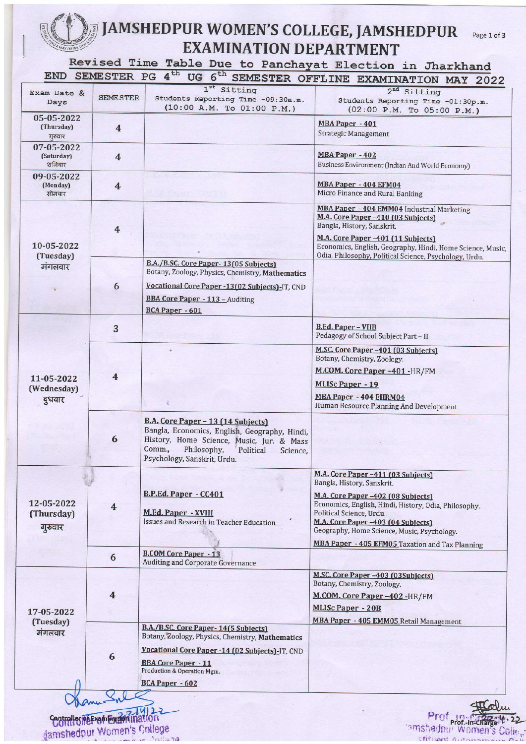# JAMSHEDPUR WOMEN'S COLLEGE, JAMSHEDPUR

## EXAMINATION DEPARTMENT

### Revised Time Table Due to Panchayat Election in Jharkhand

### END SEMESTER PG 4th UG 6th SEMESTER OFFLINE EXAMINATION MAY 2022

| Exam Date & Days | SEMESTER | 1st Sitting<br>Students Reporting Time -09:30a.m.<br>(10:00 A.M. To 01:00 P.M.) | 2nd Sitting<br>Students Reporting Time -01:30p.m.<br>(02:00 P.M. To 05:00 P.M.) |
|---|---|---|---|
| 05-05-2022 (Thursday) गुरुवार | 4 | | **MBA Paper - 401**<br>Strategic Management |
| 07-05-2022 (Saturday) शनिवार | 4 | | **MBA Paper - 402**<br>Business Environment (Indian And World Economy) |
| 09-05-2022 (Monday) सोमवार | 4 | | **MBA Paper - 404 EFM04**<br>Micro Finance and Rural Banking |
| 10-05-2022 (Tuesday) मंगलवार | 4 | | **MBA Paper - 404 EMM04** Industrial Marketing<br>**M.A. Core Paper -410 (03 Subjects)**<br>Bangla, History, Sanskrit.<br>**M.A. Core Paper -401 (11 Subjects)**<br>Economics, English, Geography, Hindi, Home Science, Music, Odia, Philosophy, Political Science, Psychology, Urdu. |
| | 6 | **B.A./B.SC. Core Paper- 13(05 Subjects)**<br>Botany, Zoology, Physics, Chemistry, **Mathematics**<br>**Vocational Core Paper -13(02 Subjects)**-IT, CND<br>**BBA Core Paper - 113 –** Auditing<br>**BCA Paper - 601** | |
| 11-05-2022 (Wednesday) बुधवार | 3 | | **B.Ed. Paper – VIIB**<br>Pedagogy of School Subject Part – II |
| | 4 | | **M.SC. Core Paper -401 (03 Subjects)**<br>Botany, Chemistry, Zoology.<br>**M.COM. Core Paper -401** -HR/FM<br>**MLISc Paper - 19**<br>**MBA Paper - 404 EHRM04**<br>Human Resource Planning And Development |
| | 6 | **B.A. Core Paper – 13 (14 Subjects)**<br>Bangla, Economics, English, Geography, Hindi, History, Home Science, Music, Jur. & Mass Comm., Philosophy, Political Science, Psychology, Sanskrit, Urdu. | |
| 12-05-2022 (Thursday) गुरुवार | 4 | **B.P.Ed. Paper - CC401**<br>**M.Ed. Paper - XVIII**<br>Issues and Research in Teacher Education | **M.A. Core Paper -411 (03 Subjects)**<br>Bangla, History, Sanskrit.<br>**M.A. Core Paper -402 (08 Subjects)**<br>Economics, English, Hindi, History, Odia, Philosophy, Political Science, Urdu.<br>**M.A. Core Paper -403 (04 Subjects)**<br>Geography, Home Science, Music, Psychology.<br>**MBA Paper - 405 EFM05** Taxation and Tax Planning |
| | 6 | **B.COM Core Paper - 13**<br>Auditing and Corporate Governance | |
| 17-05-2022 (Tuesday) मंगलवार | 4 | | **M.SC. Core Paper -403 (03Subjects)**<br>Botany, Chemistry, Zoology.<br>**M.COM. Core Paper -402** -HR/FM<br>**MLISc Paper - 20B**<br>**MBA Paper - 405 EMM05** Retail Management |
| | 6 | **B.A./B.SC. Core Paper- 14(5 Subjects)**<br>Botany, Zoology, Physics, Chemistry, **Mathematics**<br>**Vocational Core Paper -14 (02 Subjects)**-IT, CND<br>**BBA Core Paper - 11**<br>Production & Operation Mgm.<br>**BCA Paper - 602** | |

Controller of Examination
Jamshedpur Women's College

Prof.-In-Charge
Jamshedpur Women's College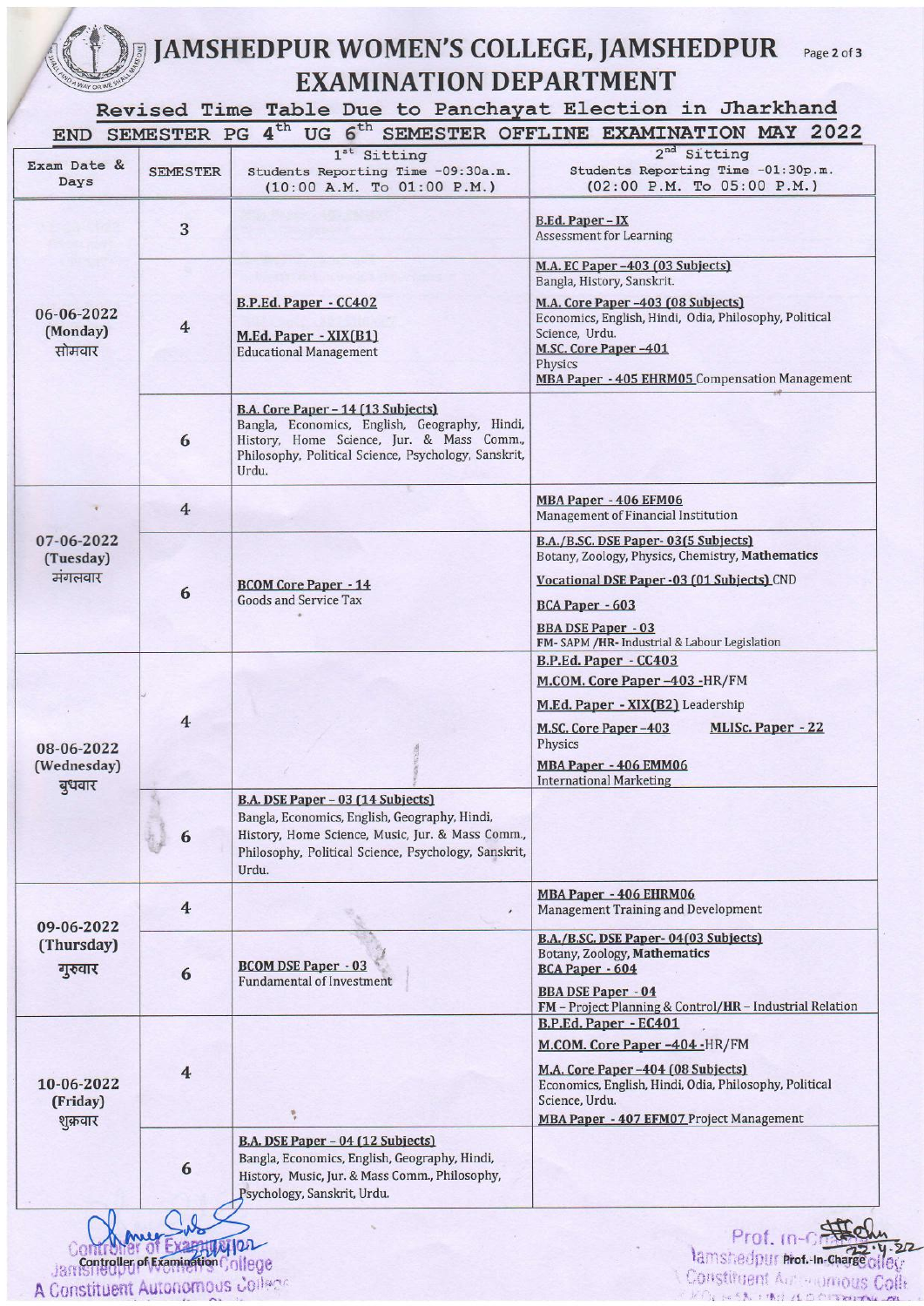# JAMSHEDPUR WOMEN'S COLLEGE, JAMSHEDPUR

## EXAMINATION DEPARTMENT

### Revised Time Table Due to Panchayat Election in Jharkhand

### END SEMESTER PG 4th UG 6th SEMESTER OFFLINE EXAMINATION MAY 2022

| Exam Date & Days | SEMESTER | 1st Sitting<br>Students Reporting Time -09:30a.m.<br>(10:00 A.M. To 01:00 P.M.) | 2nd Sitting<br>Students Reporting Time -01:30p.m.<br>(02:00 P.M. To 05:00 P.M.) |
|---|---|---|---|
| 06-06-2022 (Monday) सोमवार | 3 | | **B.Ed. Paper – IX**<br>Assessment for Learning |
| | 4 | **B.P.Ed. Paper - CC402**<br>**M.Ed. Paper - XIX(B1)**<br>Educational Management | **M.A. EC Paper –403 (03 Subjects)**<br>Bangla, History, Sanskrit.<br>**M.A. Core Paper –403 (08 Subjects)**<br>Economics, English, Hindi, Odia, Philosophy, Political Science, Urdu.<br>**M.SC. Core Paper –401**<br>Physics<br>**MBA Paper - 405 EHRM05** Compensation Management |
| | 6 | **B.A. Core Paper – 14 (13 Subjects)**<br>Bangla, Economics, English, Geography, Hindi, History, Home Science, Jur. & Mass Comm., Philosophy, Political Science, Psychology, Sanskrit, Urdu. | |
| 07-06-2022 (Tuesday) मंगलवार | 4 | | **MBA Paper - 406 EFM06**<br>Management of Financial Institution |
| | 6 | **BCOM Core Paper - 14**<br>Goods and Service Tax | **B.A./B.SC. DSE Paper- 03(5 Subjects)**<br>Botany, Zoology, Physics, Chemistry, **Mathematics**<br>**Vocational DSE Paper -03 (01 Subjects)** CND<br>**BCA Paper - 603**<br>**BBA DSE Paper - 03**<br>FM- SAPM /**HR**- Industrial & Labour Legislation |
| 08-06-2022 (Wednesday) बुधवार | 4 | | **B.P.Ed. Paper - CC403**<br>**M.COM. Core Paper –403** -HR/FM<br>**M.Ed. Paper - XIX(B2)** Leadership<br>**M.SC. Core Paper –403** Physics<br>**MLISc. Paper - 22**<br>**MBA Paper - 406 EMM06**<br>International Marketing |
| | 6 | **B.A. DSE Paper – 03 (14 Subjects)**<br>Bangla, Economics, English, Geography, Hindi, History, Home Science, Music, Jur. & Mass Comm., Philosophy, Political Science, Psychology, Sanskrit, Urdu. | |
| 09-06-2022 (Thursday) गुरुवार | 4 | | **MBA Paper - 406 EHRM06**<br>Management Training and Development |
| | 6 | **BCOM DSE Paper - 03**<br>Fundamental of Investment | **B.A./B.SC. DSE Paper- 04(03 Subjects)**<br>Botany, Zoology, **Mathematics**<br>**BCA Paper - 604**<br>**BBA DSE Paper - 04**<br>FM – Project Planning & Control/**HR** – Industrial Relation |
| 10-06-2022 (Friday) शुक्रवार | 4 | | **B.P.Ed. Paper - EC401**<br>**M.COM. Core Paper –404** -HR/FM<br>**M.A. Core Paper –404 (08 Subjects)**<br>Economics, English, Hindi, Odia, Philosophy, Political Science, Urdu.<br>**MBA Paper - 407 EFM07** Project Management |
| | 6 | **B.A. DSE Paper – 04 (12 Subjects)**<br>Bangla, Economics, English, Geography, Hindi, History, Music, Jur. & Mass Comm., Philosophy, Psychology, Sanskrit, Urdu. | |

Controller of Examination
Jamshedpur Women's College
A Constituent Autonomous College

Prof.-In-Charge
Jamshedpur Women's College
Constituent Autonomous College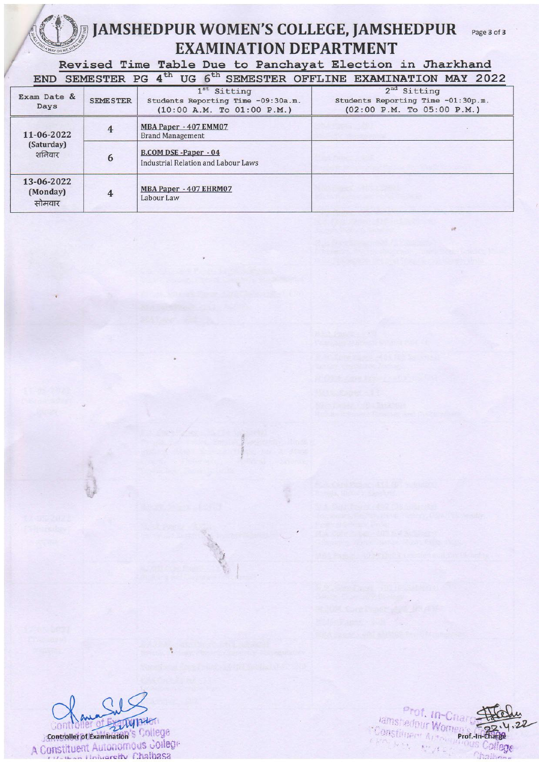# JAMSHEDPUR WOMEN'S COLLEGE, JAMSHEDPUR

## EXAMINATION DEPARTMENT

**Revised Time Table Due to Panchayat Election in Jharkhand**

**END SEMESTER PG 4th UG 6th SEMESTER OFFLINE EXAMINATION MAY 2022**

| Exam Date & Days | SEMESTER | 1st Sitting<br>Students Reporting Time -09:30a.m.<br>(10:00 A.M. To 01:00 P.M.) | 2nd Sitting<br>Students Reporting Time -01:30p.m.<br>(02:00 P.M. To 05:00 P.M.) |
|---|---|---|---|
| 11-06-2022<br>(Saturday)<br>शनिवार | 4 | **MBA Paper - 407 EMM07**<br>Brand Management | |
| | 6 | **B.COM DSE -Paper - 04**<br>Industrial Relation and Labour Laws | |
| 13-06-2022<br>(Monday)<br>सोमवार | 4 | **MBA Paper - 407 EHRM07**<br>Labour Law | |

Controller of Examination
Jamshedpur Women's College
A Constituent Autonomous College
Kolhan University, Chaibasa

22.4.22
Prof.-In-Charge
Jamshedpur Women's College
Constituent Autonomous College
Chaibasa